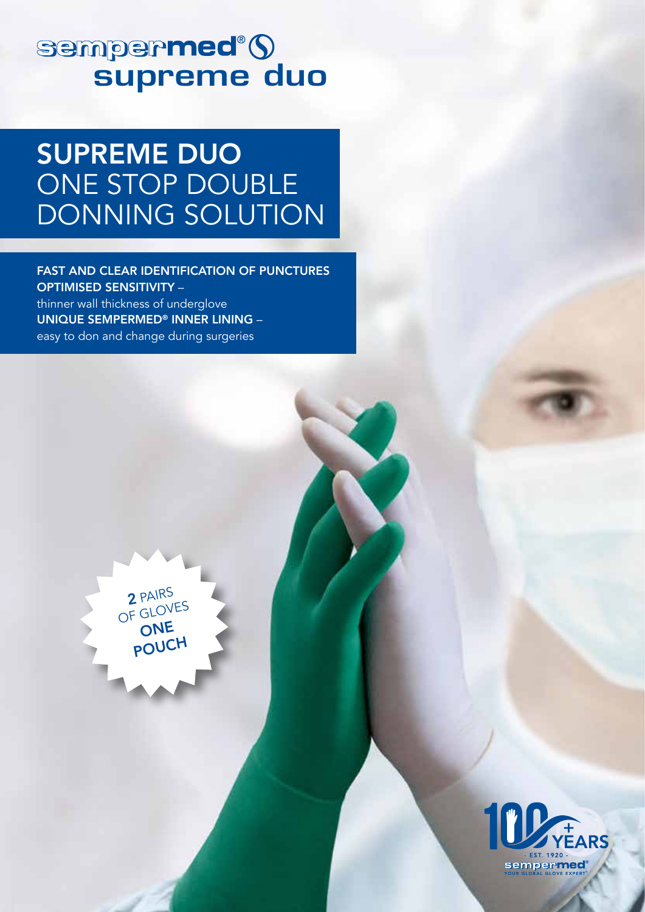# sempermed® supreme duo

## SUPREME DUO ONE STOP DOUBLE DONNING SOLUTION

**FAST AND CLEAR IDENTIFICATION OF PUNCTURES**

**OPTIMISED SENSITIVITY** – thinner wall thickness of underglove

**UNIQUE SEMPERMED® INNER LINING** – easy to don and change during surgeries

**2** PAIRS OF GLOVES **ONE POUCH**

100+ YEARS - EST. 1920 - sempermed® YOUR GLOBAL GLOVE EXPERT®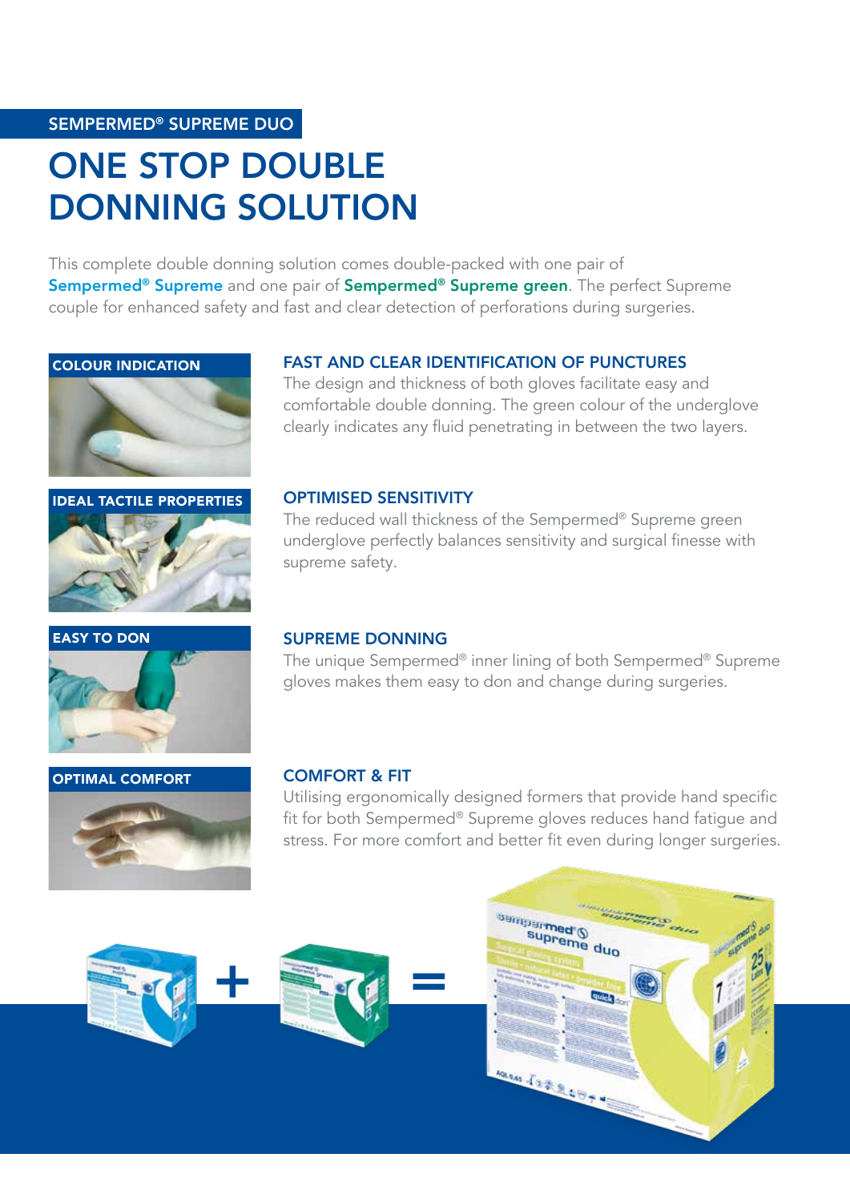SEMPERMED® SUPREME DUO

# ONE STOP DOUBLE DONNING SOLUTION

This complete double donning solution comes double-packed with one pair of **Sempermed® Supreme** and one pair of **Sempermed® Supreme green**. The perfect Supreme couple for enhanced safety and fast and clear detection of perforations during surgeries.

**COLOUR INDICATION**

## FAST AND CLEAR IDENTIFICATION OF PUNCTURES

The design and thickness of both gloves facilitate easy and comfortable double donning. The green colour of the underglove clearly indicates any fluid penetrating in between the two layers.

**IDEAL TACTILE PROPERTIES**

## OPTIMISED SENSITIVITY

The reduced wall thickness of the Sempermed® Supreme green underglove perfectly balances sensitivity and surgical finesse with supreme safety.

**EASY TO DON**

## SUPREME DONNING

The unique Sempermed® inner lining of both Sempermed® Supreme gloves makes them easy to don and change during surgeries.

**OPTIMAL COMFORT**

## COMFORT & FIT

Utilising ergonomically designed formers that provide hand specific fit for both Sempermed® Supreme gloves reduces hand fatigue and stress. For more comfort and better fit even during longer surgeries.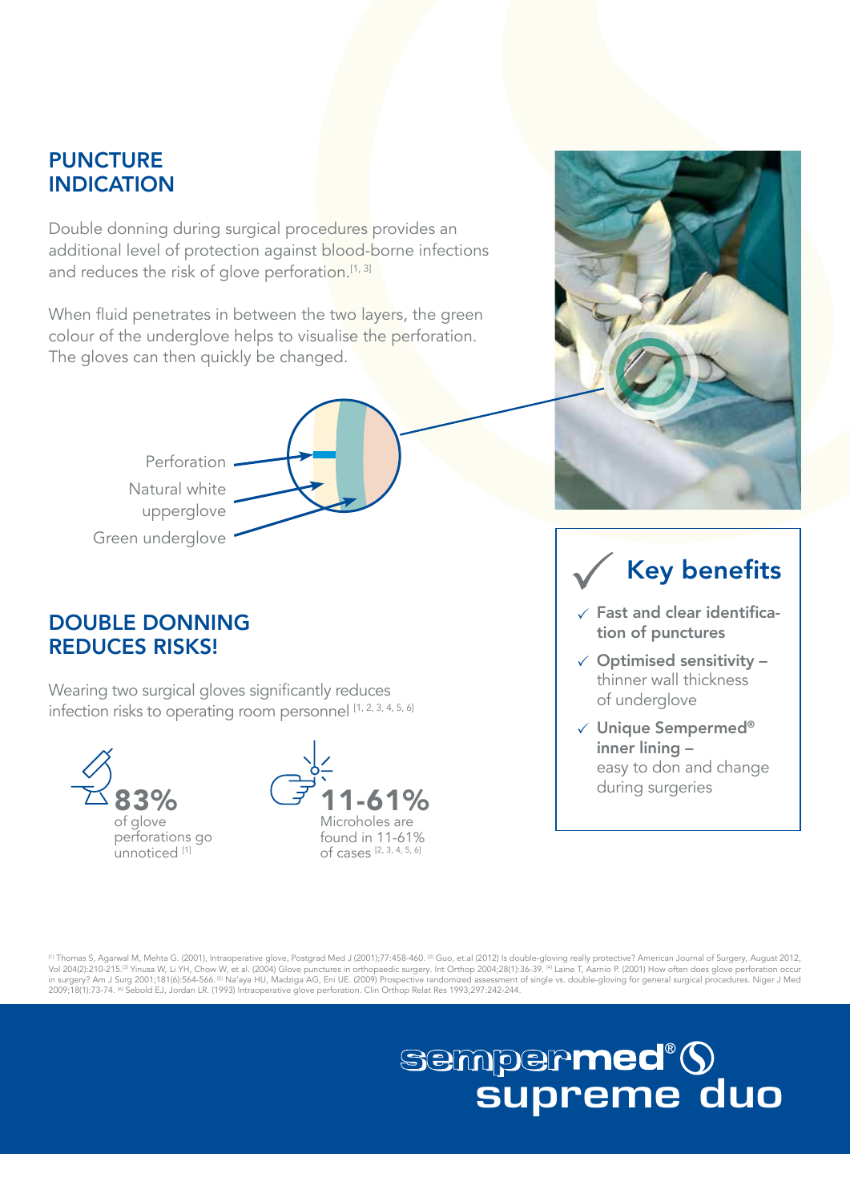## PUNCTURE INDICATION

Double donning during surgical procedures provides an additional level of protection against blood-borne infections and reduces the risk of glove perforation.[1, 3]

When fluid penetrates in between the two layers, the green colour of the underglove helps to visualise the perforation. The gloves can then quickly be changed.

Perforation

Natural white upperglove

Green underglove

## DOUBLE DONNING REDUCES RISKS!

Wearing two surgical gloves significantly reduces infection risks to operating room personnel [1, 2, 3, 4, 5, 6]

**83%** of glove perforations go unnoticed [1]

**11-61%** Microholes are found in 11-61% of cases [2, 3, 4, 5, 6]

## Key benefits

- **Fast and clear identification of punctures**
- **Optimised sensitivity –** thinner wall thickness of underglove
- **Unique Sempermed® inner lining –** easy to don and change during surgeries

[1] Thomas S, Agarwal M, Mehta G. (2001), Intraoperative glove, Postgrad Med J (2001);77:458-460. [2] Guo, et.al (2012) Is double-gloving really protective? American Journal of Surgery, August 2012, Vol 204(2):210-215.[3] Yinusa W, Li YH, Chow W, et al. (2004) Glove punctures in orthopaedic surgery. Int Orthop 2004;28(1):36-39. [4] Laine T, Aarnio P. (2001) How often does glove perforation occur in surgery? Am J Surg 2001;181(6):564-566. [5] Na'aya HU, Madziga AG, Eni UE. (2009) Prospective randomized assessment of single vs. double-gloving for general surgical procedures. Niger J Med 2009;18(1):73-74. [6] Sebold EJ, Jordan LR. (1993) Intraoperative glove perforation. Clin Orthop Relat Res 1993;297:242-244.

**sempermed® supreme duo**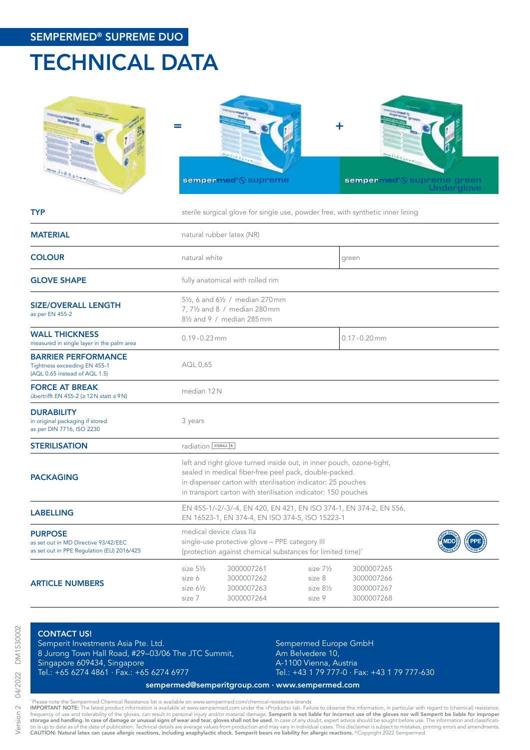SEMPERMED® SUPREME DUO

# TECHNICAL DATA

= sempermed® supreme + sempermed® supreme green Underglove

| | | |
|---|---|---|
| **TYP** | sterile surgical glove for single use, powder free, with synthetic inner lining | |
| **MATERIAL** | natural rubber latex (NR) | |
| **COLOUR** | natural white | green |
| **GLOVE SHAPE** | fully anatomical with rolled rim | |
| **SIZE/OVERALL LENGTH** as per EN 455-2 | 5½, 6 and 6½ / median 270 mm<br>7, 7½ and 8 / median 280 mm<br>8½ and 9 / median 285 mm | |
| **WALL THICKNESS** measured in single layer in the palm area | 0.19 - 0.23 mm | 0.17 - 0.20 mm |
| **BARRIER PERFORMANCE** Tightness exceeding EN 455-1 (AQL 0.65 instead of AQL 1.5) | AQL 0,65 | |
| **FORCE AT BREAK** übertrifft EN 455-2 (≥ 12 N statt ≥ 9 N) | median 12 N | |
| **DURABILITY** in original packaging if stored as per DIN 7716, ISO 2230 | 3 years | |
| **STERILISATION** | radiation STERILE R | |
| **PACKAGING** | left and right glove turned inside out, in inner pouch, ozone-tight, sealed in medical fiber-free peel pack, double-packed.<br>in dispenser carton with sterilisation indicator: 25 pouches<br>in transport carton with sterilisation indicator: 150 pouches | |
| **LABELLING** | EN 455-1/-2/-3/-4, EN 420, EN 421, EN ISO 374-1, EN 374-2, EN 556, EN 16523-1, EN 374-4, EN ISO 374-5, ISO 15223-1 | |
| **PURPOSE** as set out in MD Directive 93/42/EEC as set out in PPE Regulation (EU) 2016/425 | medical device class IIa<br>single-use protective glove – PPE category III<br>(protection against chemical substances for limited time)* | |

**ARTICLE NUMBERS**

| | | | |
|---|---|---|---|
| size 5½ | 3000007261 | size 7½ | 3000007265 |
| size 6 | 3000007262 | size 8 | 3000007266 |
| size 6½ | 3000007263 | size 8½ | 3000007267 |
| size 7 | 3000007264 | size 9 | 3000007268 |

**CONTACT US!**

Semperit Investments Asia Pte. Ltd.
8 Jurong Town Hall Road, #29–03/06 The JTC Summit,
Singapore 609434, Singapore
Tel.: +65 6274 4861 · Fax.: +65 6274 6977

Sempermed Europe GmbH
Am Belvedere 10,
A-1100 Vienna, Austria
Tel.: +43 1 79 777-0 · Fax: +43 1 79 777-630

**sempermed@semperitgroup.com · www.sempermed.com**

*Please note the Sempermed Chemical Resistance list is available on www.sempermed.com/chemical-resistance-brands

**IMPORTANT NOTE:** The latest product information is available at www.sempermed.com under the «Products» tab. Failure to observe this information, in particular with regard to (chemical) resistance, frequency of use and tolerability of the gloves, can result in personal injury and/or material damage. **Semperit is not liable for incorrect use of the gloves nor will Semperit be liable for improper storage and handling. In case of damage or unusual signs of wear and tear, gloves shall not be used.** In case of any doubt, expert advice should be sought before use. The information and classification is up to date as of the date of publication. Technical details are average values from production and may vary in individual cases. This disclaimer is subject to mistakes, printing errors and amendments.
**CAUTION: Natural latex can cause allergic reactions, including anaphylactic shock. Semperit bears no liability for allergic reactions.** ©Copyright 2022 Sempermed

Version 2 04/2022 DM1530002